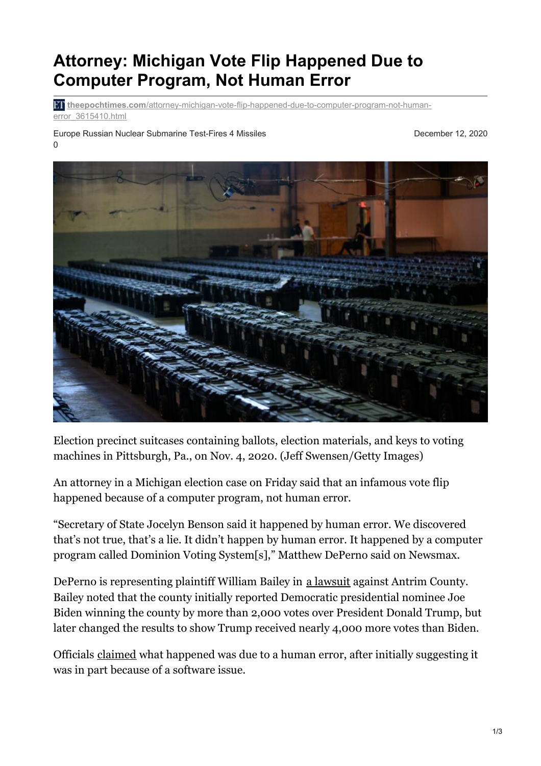# Attorney: Michigan Vote Flip Happened Due to Computer Program, Not Human Error

**theepochtimes.com**/attorney-michigan-vote-flip-happened-due-to-computer-program-not-human-error_3615410.html

Europe Russian Nuclear Submarine Test-Fires 4 Missiles

December 12, 2020

0

Election precinct suitcases containing ballots, election materials, and keys to voting machines in Pittsburgh, Pa., on Nov. 4, 2020. (Jeff Swensen/Getty Images)

An attorney in a Michigan election case on Friday said that an infamous vote flip happened because of a computer program, not human error.

"Secretary of State Jocelyn Benson said it happened by human error. We discovered that's not true, that's a lie. It didn't happen by human error. It happened by a computer program called Dominion Voting System[s]," Matthew DePerno said on Newsmax.

DePerno is representing plaintiff William Bailey in a lawsuit against Antrim County. Bailey noted that the county initially reported Democratic presidential nominee Joe Biden winning the county by more than 2,000 votes over President Donald Trump, but later changed the results to show Trump received nearly 4,000 more votes than Biden.

Officials claimed what happened was due to a human error, after initially suggesting it was in part because of a software issue.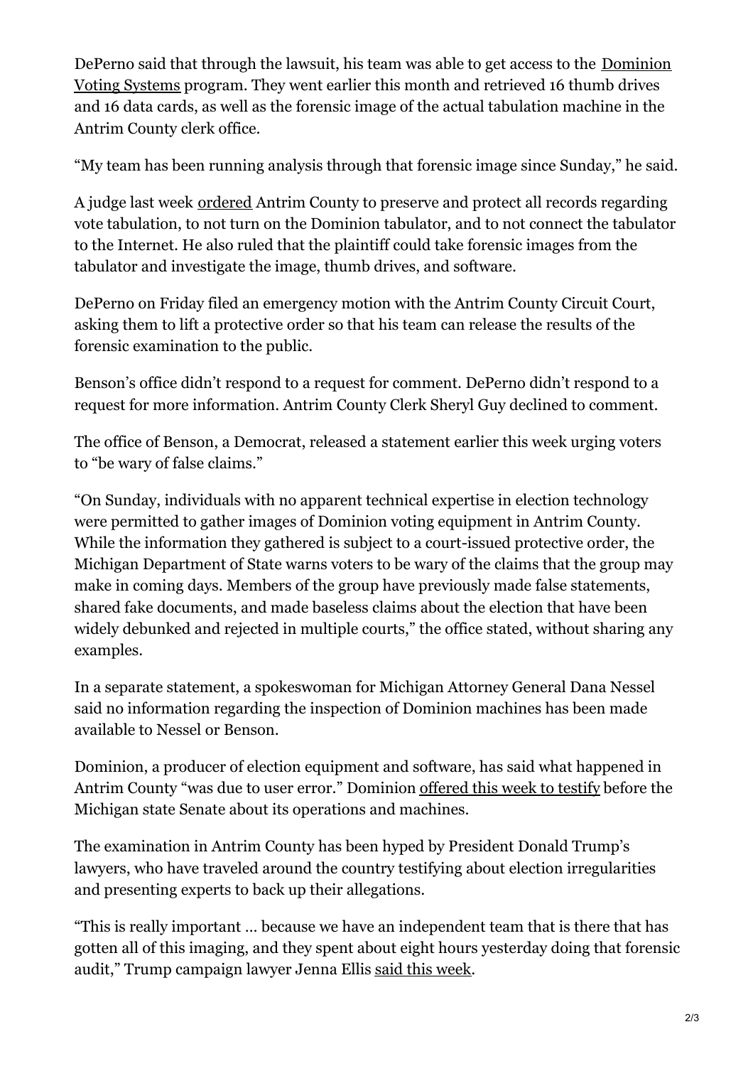DePerno said that through the lawsuit, his team was able to get access to the Dominion Voting Systems program. They went earlier this month and retrieved 16 thumb drives and 16 data cards, as well as the forensic image of the actual tabulation machine in the Antrim County clerk office.

"My team has been running analysis through that forensic image since Sunday," he said.

A judge last week ordered Antrim County to preserve and protect all records regarding vote tabulation, to not turn on the Dominion tabulator, and to not connect the tabulator to the Internet. He also ruled that the plaintiff could take forensic images from the tabulator and investigate the image, thumb drives, and software.

DePerno on Friday filed an emergency motion with the Antrim County Circuit Court, asking them to lift a protective order so that his team can release the results of the forensic examination to the public.

Benson's office didn't respond to a request for comment. DePerno didn't respond to a request for more information. Antrim County Clerk Sheryl Guy declined to comment.

The office of Benson, a Democrat, released a statement earlier this week urging voters to "be wary of false claims."

"On Sunday, individuals with no apparent technical expertise in election technology were permitted to gather images of Dominion voting equipment in Antrim County. While the information they gathered is subject to a court-issued protective order, the Michigan Department of State warns voters to be wary of the claims that the group may make in coming days. Members of the group have previously made false statements, shared fake documents, and made baseless claims about the election that have been widely debunked and rejected in multiple courts," the office stated, without sharing any examples.

In a separate statement, a spokeswoman for Michigan Attorney General Dana Nessel said no information regarding the inspection of Dominion machines has been made available to Nessel or Benson.

Dominion, a producer of election equipment and software, has said what happened in Antrim County "was due to user error." Dominion offered this week to testify before the Michigan state Senate about its operations and machines.

The examination in Antrim County has been hyped by President Donald Trump's lawyers, who have traveled around the country testifying about election irregularities and presenting experts to back up their allegations.

"This is really important … because we have an independent team that is there that has gotten all of this imaging, and they spent about eight hours yesterday doing that forensic audit," Trump campaign lawyer Jenna Ellis said this week.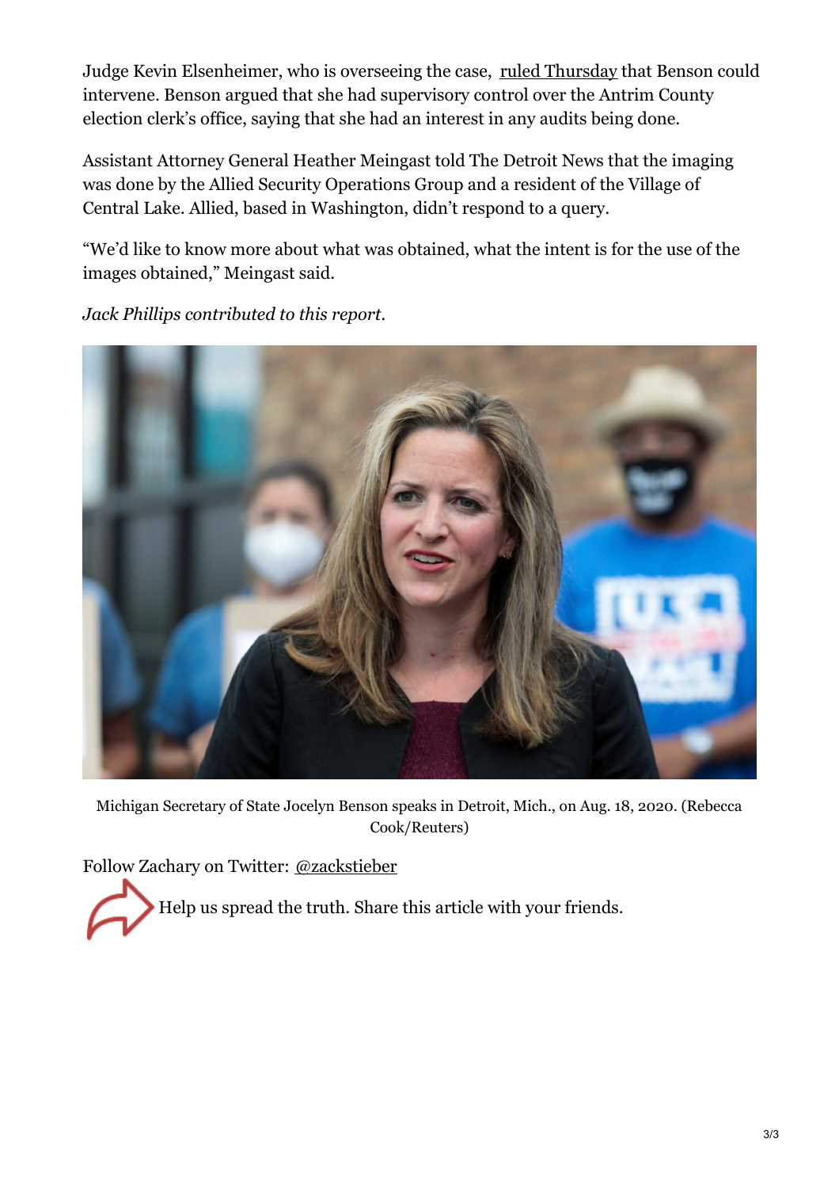Judge Kevin Elsenheimer, who is overseeing the case, ruled Thursday that Benson could intervene. Benson argued that she had supervisory control over the Antrim County election clerk's office, saying that she had an interest in any audits being done.

Assistant Attorney General Heather Meingast told The Detroit News that the imaging was done by the Allied Security Operations Group and a resident of the Village of Central Lake. Allied, based in Washington, didn't respond to a query.

"We'd like to know more about what was obtained, what the intent is for the use of the images obtained," Meingast said.

*Jack Phillips contributed to this report.*

Michigan Secretary of State Jocelyn Benson speaks in Detroit, Mich., on Aug. 18, 2020. (Rebecca Cook/Reuters)

Follow Zachary on Twitter: @zackstieber

Help us spread the truth. Share this article with your friends.